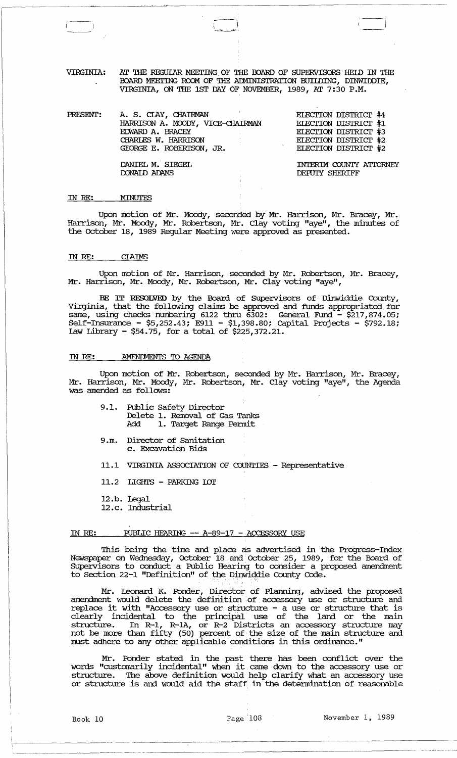VIRGINIA: AT THE REGULAR MEETING OF THE BOARD OF SUPERVISORS HELD IN THE BOARD MEETING ROOM OF THE ADMINISTRATION BUILDING, DINWIDDIE, VIRGINIA, ON THE 1ST DAY OF NOVEMBER, 1989, AT 7:30 P.M.

| PRESENT: | | |
|---|---|---|
| | A. S. CLAY, CHAIRMAN | ELECTION DISTRICT #4 |
| | HARRISON A. MOODY, VICE-CHAIRMAN | ELECTION DISTRICT #1 |
| | EDWARD A. BRACEY | ELECTION DISTRICT #3 |
| | CHARLES W. HARRISON | ELECTION DISTRICT #2 |
| | GEORGE E. ROBERTSON, JR. | ELECTION DISTRICT #2 |
| | DANIEL M. SIEGEL | INTERIM COUNTY ATTORNEY |
| | DONALD ADAMS | DEPUTY SHERIFF |

IN RE: MINUTES

Upon motion of Mr. Moody, seconded by Mr. Harrison, Mr. Bracey, Mr. Harrison, Mr. Moody, Mr. Robertson, Mr. Clay voting "aye", the minutes of the October 18, 1989 Regular Meeting were approved as presented.

IN RE: CLAIMS

Upon motion of Mr. Harrison, seconded by Mr. Robertson, Mr. Bracey, Mr. Harrison, Mr. Moody, Mr. Robertson, Mr. Clay voting "aye",

**BE IT RESOLVED** by the Board of Supervisors of Dinwiddie County, Virginia, that the following claims be approved and funds appropriated for same, using checks numbering 6122 thru 6302: General Fund - $217,874.05; Self-Insurance - $5,252.43; E911 - $1,398.80; Capital Projects - $792.18; Law Library - $54.75, for a total of $225,372.21.

IN RE: AMENDMENTS TO AGENDA

Upon motion of Mr. Robertson, seconded by Mr. Harrison, Mr. Bracey, Mr. Harrison, Mr. Moody, Mr. Robertson, Mr. Clay voting "aye", the Agenda was amended as follows:

9.l. Public Safety Director
Delete 1. Removal of Gas Tanks
Add 1. Target Range Permit

9.m. Director of Sanitation
c. Excavation Bids

11.1 VIRGINIA ASSOCIATION OF COUNTIES - Representative

11.2 LIGHTS - PARKING LOT

12.b. Legal
12.c. Industrial

IN RE: PUBLIC HEARING -- A-89-17 - ACCESSORY USE

This being the time and place as advertised in the Progress-Index Newspaper on Wednesday, October 18 and October 25, 1989, for the Board of Supervisors to conduct a Public Hearing to consider a proposed amendment to Section 22-1 "Definition" of the Dinwiddie County Code.

Mr. Leonard K. Ponder, Director of Planning, advised the proposed amendment would delete the definition of accessory use or structure and replace it with "Accessory use or structure - a use or structure that is clearly incidental to the principal use of the land or the main structure. In R-1, R-1A, or R-2 Districts an accessory structure may not be more than fifty (50) percent of the size of the main structure and must adhere to any other applicable conditions in this ordinance."

Mr. Ponder stated in the past there has been conflict over the words "customarily incidental" when it came down to the accessory use or structure. The above definition would help clarify what an accessory use or structure is and would aid the staff in the determination of reasonable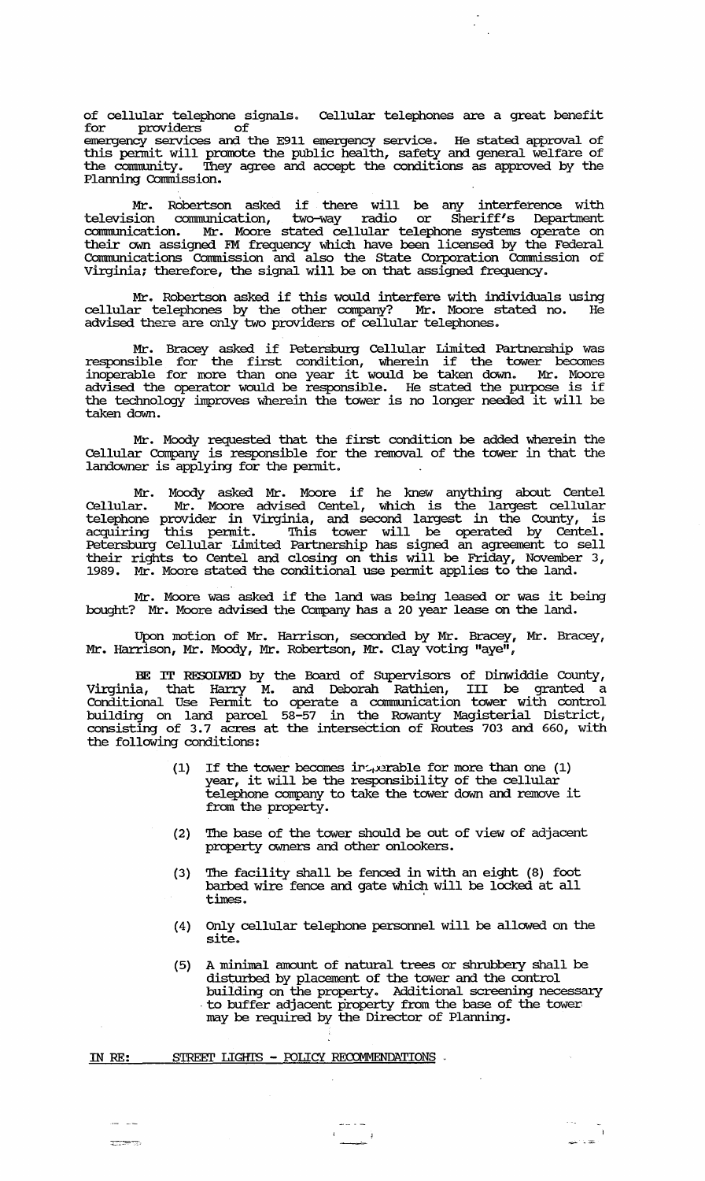of cellular telephone signals. Cellular telephones are a great benefit for providers of emergency services and the E911 emergency service. He stated approval of this permit will promote the public health, safety and general welfare of the community. They agree and accept the conditions as approved by the Planning Commission.

Mr. Robertson asked if there will be any interference with television communication, two-way radio or Sheriff's Department communication. Mr. Moore stated cellular telephone systems operate on their own assigned FM frequency which have been licensed by the Federal Communications Commission and also the State Corporation Commission of Virginia; therefore, the signal will be on that assigned frequency.

Mr. Robertson asked if this would interfere with individuals using cellular telephones by the other company? Mr. Moore stated no. He advised there are only two providers of cellular telephones.

Mr. Bracey asked if Petersburg Cellular Limited Partnership was responsible for the first condition, wherein if the tower becomes inoperable for more than one year it would be taken down. Mr. Moore advised the operator would be responsible. He stated the purpose is if the technology improves wherein the tower is no longer needed it will be taken down.

Mr. Moody requested that the first condition be added wherein the Cellular Company is responsible for the removal of the tower in that the landowner is applying for the permit.

Mr. Moody asked Mr. Moore if he knew anything about Centel Cellular. Mr. Moore advised Centel, which is the largest cellular telephone provider in Virginia, and second largest in the County, is acquiring this permit. This tower will be operated by Centel. Petersburg Cellular Limited Partnership has signed an agreement to sell their rights to Centel and closing on this will be Friday, November 3, 1989. Mr. Moore stated the conditional use permit applies to the land.

Mr. Moore was asked if the land was being leased or was it being bought? Mr. Moore advised the Company has a 20 year lease on the land.

Upon motion of Mr. Harrison, seconded by Mr. Bracey, Mr. Bracey, Mr. Harrison, Mr. Moody, Mr. Robertson, Mr. Clay voting "aye",

BE IT RESOLVED by the Board of Supervisors of Dinwiddie County, Virginia, that Harry M. and Deborah Rathien, III be granted a Conditional Use Permit to operate a communication tower with control building on land parcel 58-57 in the Rowanty Magisterial District, consisting of 3.7 acres at the intersection of Routes 703 and 660, with the following conditions:

(1) If the tower becomes inoperable for more than one (1) year, it will be the responsibility of the cellular telephone company to take the tower down and remove it from the property.

(2) The base of the tower should be out of view of adjacent property owners and other onlookers.

(3) The facility shall be fenced in with an eight (8) foot barbed wire fence and gate which will be locked at all times.

(4) Only cellular telephone personnel will be allowed on the site.

(5) A minimal amount of natural trees or shrubbery shall be disturbed by placement of the tower and the control building on the property. Additional screening necessary to buffer adjacent property from the base of the tower may be required by the Director of Planning.

IN RE: STREET LIGHTS - POLICY RECOMMENDATIONS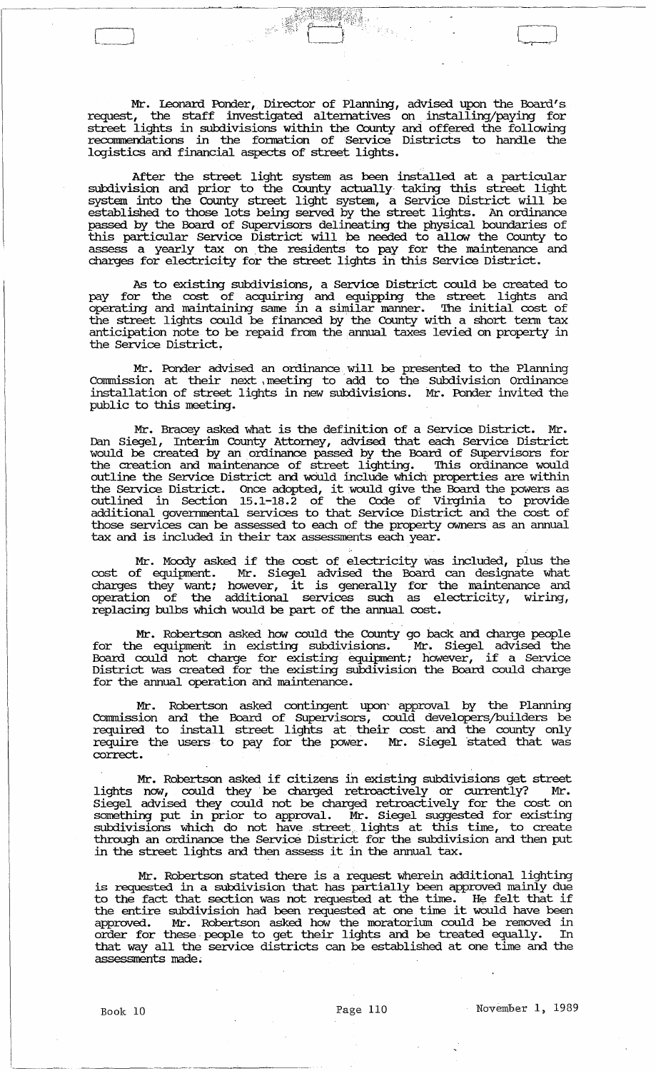Mr. Leonard Ponder, Director of Planning, advised upon the Board's request, the staff investigated alternatives on installing/paying for street lights in subdivisions within the County and offered the following recommendations in the formation of Service Districts to handle the logistics and financial aspects of street lights.

After the street light system as been installed at a particular subdivision and prior to the County actually taking this street light system into the County street light system, a Service District will be established to those lots being served by the street lights. An ordinance passed by the Board of Supervisors delineating the physical boundaries of this particular Service District will be needed to allow the County to assess a yearly tax on the residents to pay for the maintenance and charges for electricity for the street lights in this Service District.

As to existing subdivisions, a Service District could be created to pay for the cost of acquiring and equipping the street lights and operating and maintaining same in a similar manner. The initial cost of the street lights could be financed by the County with a short term tax anticipation note to be repaid from the annual taxes levied on property in the Service District.

Mr. Ponder advised an ordinance will be presented to the Planning Commission at their next meeting to add to the Subdivision Ordinance installation of street lights in new subdivisions. Mr. Ponder invited the public to this meeting.

Mr. Bracey asked what is the definition of a Service District. Mr. Dan Siegel, Interim County Attorney, advised that each Service District would be created by an ordinance passed by the Board of Supervisors for the creation and maintenance of street lighting. This ordinance would outline the Service District and would include which properties are within the Service District. Once adopted, it would give the Board the powers as outlined in Section 15.1-18.2 of the Code of Virginia to provide additional governmental services to that Service District and the cost of those services can be assessed to each of the property owners as an annual tax and is included in their tax assessments each year.

Mr. Moody asked if the cost of electricity was included, plus the cost of equipment. Mr. Siegel advised the Board can designate what charges they want; however, it is generally for the maintenance and operation of the additional services such as electricity, wiring, replacing bulbs which would be part of the annual cost.

Mr. Robertson asked how could the County go back and charge people for the equipment in existing subdivisions. Mr. Siegel advised the Board could not charge for existing equipment; however, if a Service District was created for the existing subdivision the Board could charge for the annual operation and maintenance.

Mr. Robertson asked contingent upon approval by the Planning Commission and the Board of Supervisors, could developers/builders be required to install street lights at their cost and the county only require the users to pay for the power. Mr. Siegel stated that was correct.

Mr. Robertson asked if citizens in existing subdivisions get street lights now, could they be charged retroactively or currently? Mr. Siegel advised they could not be charged retroactively for the cost on something put in prior to approval. Mr. Siegel suggested for existing subdivisions which do not have street lights at this time, to create through an ordinance the Service District for the subdivision and then put in the street lights and then assess it in the annual tax.

Mr. Robertson stated there is a request wherein additional lighting is requested in a subdivision that has partially been approved mainly due to the fact that section was not requested at the time. He felt that if the entire subdivision had been requested at one time it would have been approved. Mr. Robertson asked how the moratorium could be removed in order for these people to get their lights and be treated equally. In that way all the service districts can be established at one time and the assessments made.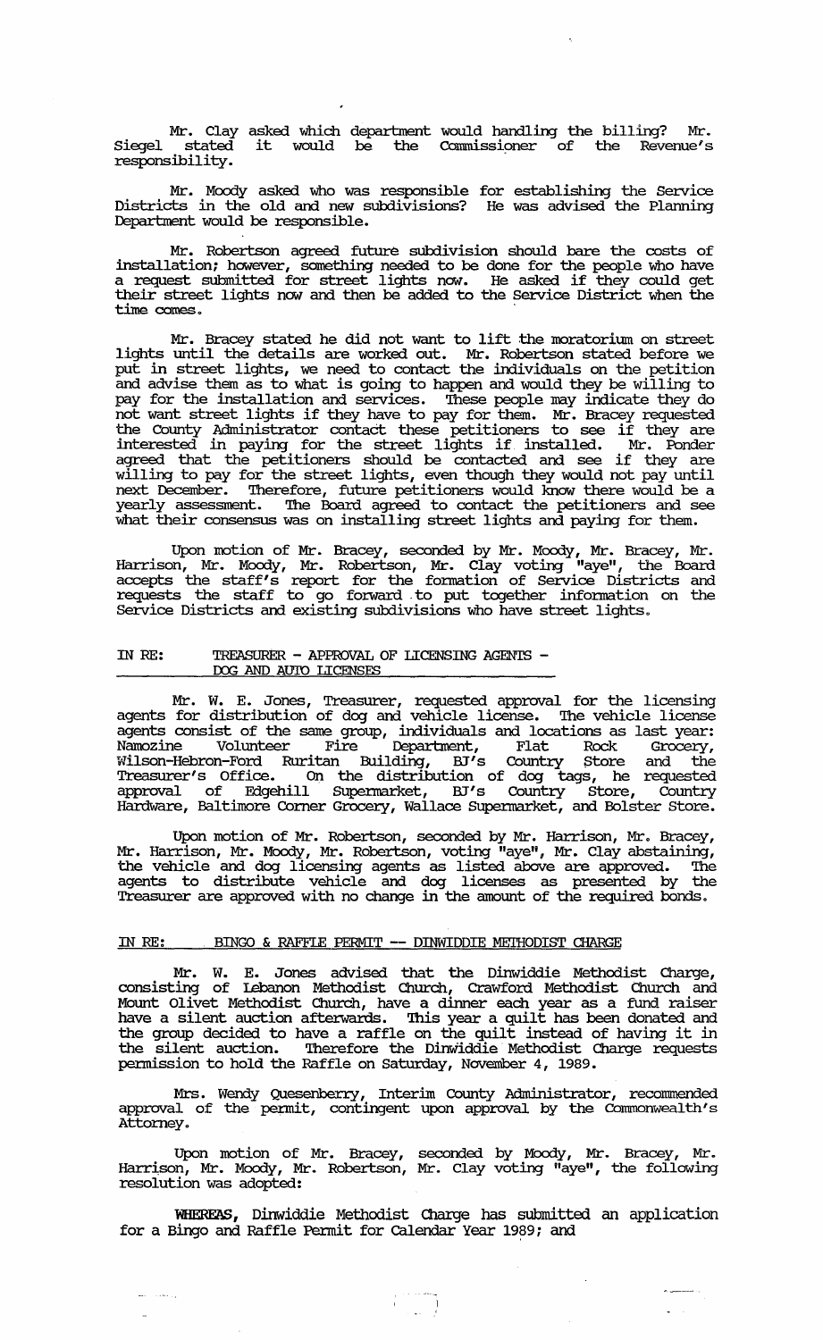Mr. Clay asked which department would handling the billing? Mr. Siegel stated it would be the Commissioner of the Revenue's responsibility.

Mr. Moody asked who was responsible for establishing the Service Districts in the old and new subdivisions? He was advised the Planning Department would be responsible.

Mr. Robertson agreed future subdivision should bare the costs of installation; however, something needed to be done for the people who have a request submitted for street lights now. He asked if they could get their street lights now and then be added to the Service District when the time comes.

Mr. Bracey stated he did not want to lift the moratorium on street lights until the details are worked out. Mr. Robertson stated before we put in street lights, we need to contact the individuals on the petition and advise them as to what is going to happen and would they be willing to pay for the installation and services. These people may indicate they do not want street lights if they have to pay for them. Mr. Bracey requested the County Administrator contact these petitioners to see if they are interested in paying for the street lights if installed. Mr. Ponder agreed that the petitioners should be contacted and see if they are willing to pay for the street lights, even though they would not pay until next December. Therefore, future petitioners would know there would be a yearly assessment. The Board agreed to contact the petitioners and see what their consensus was on installing street lights and paying for them.

Upon motion of Mr. Bracey, seconded by Mr. Moody, Mr. Bracey, Mr. Harrison, Mr. Moody, Mr. Robertson, Mr. Clay voting "aye", the Board accepts the staff's report for the formation of Service Districts and requests the staff to go forward to put together information on the Service Districts and existing subdivisions who have street lights.

IN RE: TREASURER - APPROVAL OF LICENSING AGENTS - DOG AND AUTO LICENSES

Mr. W. E. Jones, Treasurer, requested approval for the licensing agents for distribution of dog and vehicle license. The vehicle license agents consist of the same group, individuals and locations as last year: Namozine Volunteer Fire Department, Flat Rock Grocery, Wilson-Hebron-Ford Ruritan Building, BJ's Country Store and the Treasurer's Office. On the distribution of dog tags, he requested approval of Edgehill Supermarket, BJ's Country Store, Country Hardware, Baltimore Corner Grocery, Wallace Supermarket, and Bolster Store.

Upon motion of Mr. Robertson, seconded by Mr. Harrison, Mr. Bracey, Mr. Harrison, Mr. Moody, Mr. Robertson, voting "aye", Mr. Clay abstaining, the vehicle and dog licensing agents as listed above are approved. The agents to distribute vehicle and dog licenses as presented by the Treasurer are approved with no change in the amount of the required bonds.

IN RE: BINGO & RAFFLE PERMIT -- DINWIDDIE METHODIST CHARGE

Mr. W. E. Jones advised that the Dinwiddie Methodist Charge, consisting of Lebanon Methodist Church, Crawford Methodist Church and Mount Olivet Methodist Church, have a dinner each year as a fund raiser have a silent auction afterwards. This year a quilt has been donated and the group decided to have a raffle on the quilt instead of having it in the silent auction. Therefore the Dinwiddie Methodist Charge requests permission to hold the Raffle on Saturday, November 4, 1989.

Mrs. Wendy Quesenberry, Interim County Administrator, recommended approval of the permit, contingent upon approval by the Commonwealth's Attorney.

Upon motion of Mr. Bracey, seconded by Moody, Mr. Bracey, Mr. Harrison, Mr. Moody, Mr. Robertson, Mr. Clay voting "aye", the following resolution was adopted:

**WHEREAS**, Dinwiddie Methodist Charge has submitted an application for a Bingo and Raffle Permit for Calendar Year 1989; and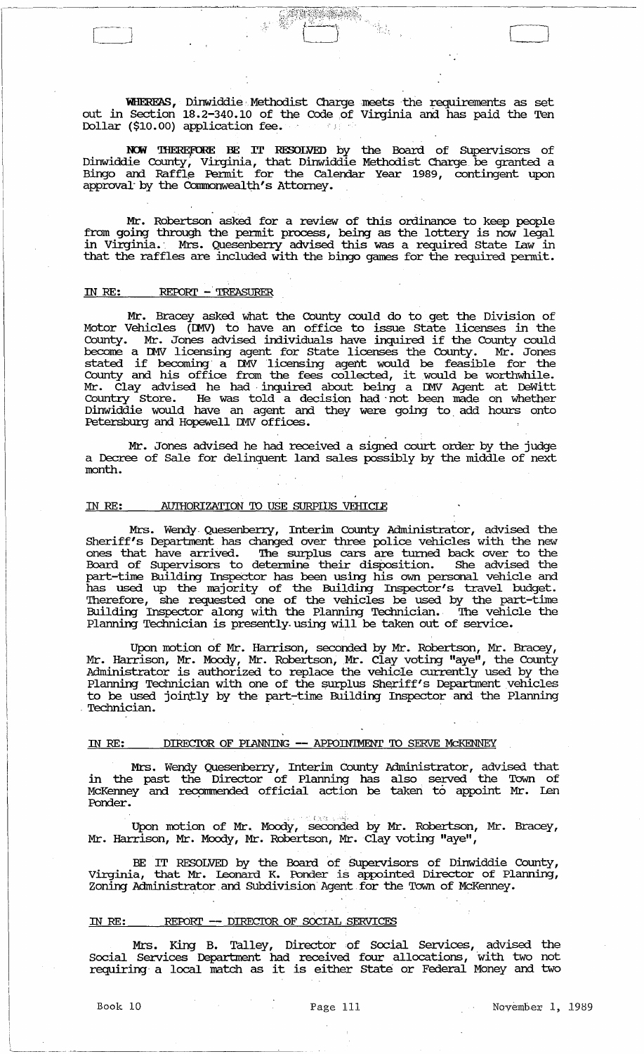WHEREAS, Dinwiddie Methodist Charge meets the requirements as set out in Section 18.2-340.10 of the Code of Virginia and has paid the Ten Dollar ($10.00) application fee.

NOW THEREFORE BE IT RESOLVED by the Board of Supervisors of Dinwiddie County, Virginia, that Dinwiddie Methodist Charge be granted a Bingo and Raffle Permit for the Calendar Year 1989, contingent upon approval by the Commonwealth's Attorney.

Mr. Robertson asked for a review of this ordinance to keep people from going through the permit process, being as the lottery is now legal in Virginia. Mrs. Quesenberry advised this was a required State Law in that the raffles are included with the bingo games for the required permit.

IN RE: REPORT - TREASURER

Mr. Bracey asked what the County could do to get the Division of Motor Vehicles (DMV) to have an office to issue State licenses in the County. Mr. Jones advised individuals have inquired if the County could become a DMV licensing agent for State licenses the County. Mr. Jones stated if becoming a DMV licensing agent would be feasible for the County and his office from the fees collected, it would be worthwhile. Mr. Clay advised he had inquired about being a DMV Agent at DeWitt Country Store. He was told a decision had not been made on whether Dinwiddie would have an agent and they were going to add hours onto Petersburg and Hopewell DMV offices.

Mr. Jones advised he had received a signed court order by the judge a Decree of Sale for delinquent land sales possibly by the middle of next month.

IN RE: AUTHORIZATION TO USE SURPLUS VEHICLE

Mrs. Wendy Quesenberry, Interim County Administrator, advised the Sheriff's Department has changed over three police vehicles with the new ones that have arrived. The surplus cars are turned back over to the Board of Supervisors to determine their disposition. She advised the part-time Building Inspector has been using his own personal vehicle and has used up the majority of the Building Inspector's travel budget. Therefore, she requested one of the vehicles be used by the part-time Building Inspector along with the Planning Technician. The vehicle the Planning Technician is presently using will be taken out of service.

Upon motion of Mr. Harrison, seconded by Mr. Robertson, Mr. Bracey, Mr. Harrison, Mr. Moody, Mr. Robertson, Mr. Clay voting "aye", the County Administrator is authorized to replace the vehicle currently used by the Planning Technician with one of the surplus Sheriff's Department vehicles to be used jointly by the part-time Building Inspector and the Planning Technician.

IN RE: DIRECTOR OF PLANNING -- APPOINTMENT TO SERVE McKENNEY

Mrs. Wendy Quesenberry, Interim County Administrator, advised that in the past the Director of Planning has also served the Town of McKenney and recommended official action be taken to appoint Mr. Len Ponder.

Upon motion of Mr. Moody, seconded by Mr. Robertson, Mr. Bracey, Mr. Harrison, Mr. Moody, Mr. Robertson, Mr. Clay voting "aye",

BE IT RESOLVED by the Board of Supervisors of Dinwiddie County, Virginia, that Mr. Leonard K. Ponder is appointed Director of Planning, Zoning Administrator and Subdivision Agent for the Town of McKenney.

IN RE: REPORT -- DIRECTOR OF SOCIAL SERVICES

Mrs. King B. Talley, Director of Social Services, advised the Social Services Department had received four allocations, with two not requiring a local match as it is either State or Federal Money and two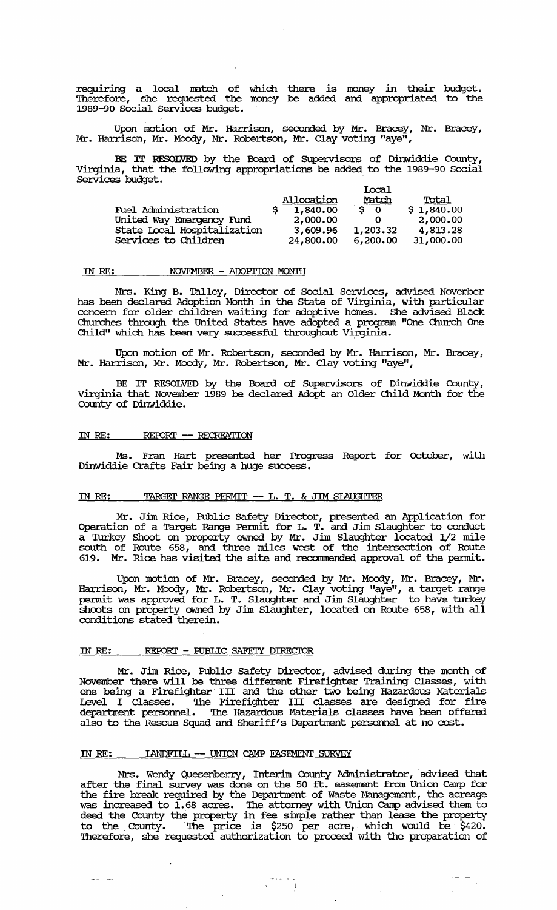requiring a local match of which there is money in their budget. Therefore, she requested the money be added and appropriated to the 1989-90 Social Services budget.

Upon motion of Mr. Harrison, seconded by Mr. Bracey, Mr. Bracey, Mr. Harrison, Mr. Moody, Mr. Robertson, Mr. Clay voting "aye",

**BE IT RESOLVED** by the Board of Supervisors of Dinwiddie County, Virginia, that the following appropriations be added to the 1989-90 Social Services budget.

| | Allocation | Local Match | Total |
|---|---|---|---|
| Fuel Administration | $ 1,840.00 | $ 0 | $ 1,840.00 |
| United Way Emergency Fund | 2,000.00 | 0 | 2,000.00 |
| State Local Hospitalization | 3,609.96 | 1,203.32 | 4,813.28 |
| Services to Children | 24,800.00 | 6,200.00 | 31,000.00 |

## IN RE: NOVEMBER - ADOPTION MONTH

Mrs. King B. Talley, Director of Social Services, advised November has been declared Adoption Month in the State of Virginia, with particular concern for older children waiting for adoptive homes. She advised Black Churches through the United States have adopted a program "One Church One Child" which has been very successful throughout Virginia.

Upon motion of Mr. Robertson, seconded by Mr. Harrison, Mr. Bracey, Mr. Harrison, Mr. Moody, Mr. Robertson, Mr. Clay voting "aye",

BE IT RESOLVED by the Board of Supervisors of Dinwiddie County, Virginia that November 1989 be declared Adopt an Older Child Month for the County of Dinwiddie.

## IN RE: REPORT -- RECREATION

Ms. Fran Hart presented her Progress Report for October, with Dinwiddie Crafts Fair being a huge success.

## IN RE: TARGET RANGE PERMIT -- L. T. & JIM SLAUGHTER

Mr. Jim Rice, Public Safety Director, presented an Application for Operation of a Target Range Permit for L. T. and Jim Slaughter to conduct a Turkey Shoot on property owned by Mr. Jim Slaughter located 1/2 mile south of Route 658, and three miles west of the intersection of Route 619. Mr. Rice has visited the site and recommended approval of the permit.

Upon motion of Mr. Bracey, seconded by Mr. Moody, Mr. Bracey, Mr. Harrison, Mr. Moody, Mr. Robertson, Mr. Clay voting "aye", a target range permit was approved for L. T. Slaughter and Jim Slaughter to have turkey shoots on property owned by Jim Slaughter, located on Route 658, with all conditions stated therein.

## IN RE: REPORT - PUBLIC SAFETY DIRECTOR

Mr. Jim Rice, Public Safety Director, advised during the month of November there will be three different Firefighter Training Classes, with one being a Firefighter III and the other two being Hazardous Materials Level I Classes. The Firefighter III classes are designed for fire department personnel. The Hazardous Materials classes have been offered also to the Rescue Squad and Sheriff's Department personnel at no cost.

## IN RE: LANDFILL -- UNION CAMP EASEMENT SURVEY

Mrs. Wendy Quesenberry, Interim County Administrator, advised that after the final survey was done on the 50 ft. easement from Union Camp for the fire break required by the Department of Waste Management, the acreage was increased to 1.68 acres. The attorney with Union Camp advised them to deed the County the property in fee simple rather than lease the property to the County. The price is $250 per acre, which would be $420. Therefore, she requested authorization to proceed with the preparation of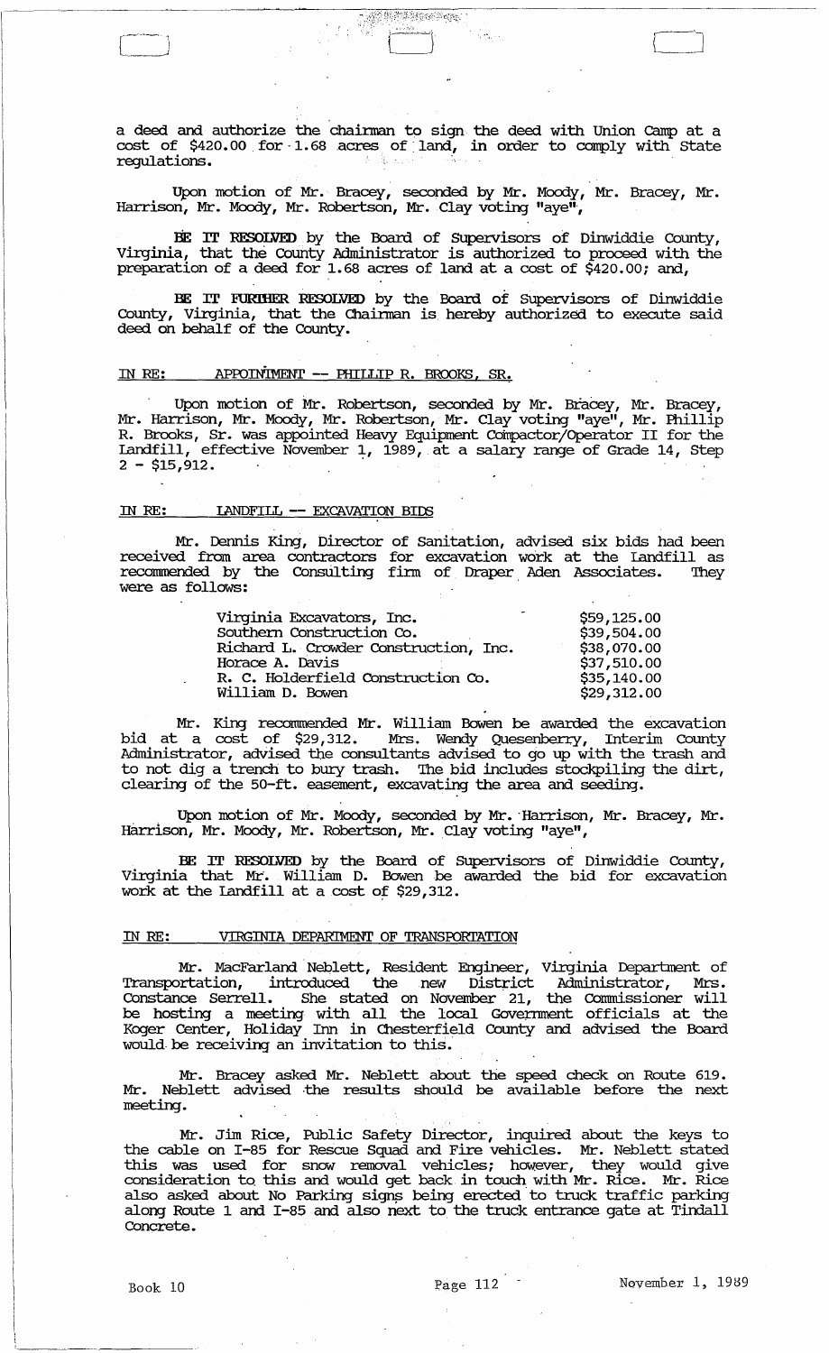a deed and authorize the chairman to sign the deed with Union Camp at a cost of $420.00 for 1.68 acres of land, in order to comply with State regulations.

Upon motion of Mr. Bracey, seconded by Mr. Moody, Mr. Bracey, Mr. Harrison, Mr. Moody, Mr. Robertson, Mr. Clay voting "aye",

**BE IT RESOLVED** by the Board of Supervisors of Dinwiddie County, Virginia, that the County Administrator is authorized to proceed with the preparation of a deed for 1.68 acres of land at a cost of $420.00; and,

**BE IT FURTHER RESOLVED** by the Board of Supervisors of Dinwiddie County, Virginia, that the Chairman is hereby authorized to execute said deed on behalf of the County.

IN RE: APPOINTMENT -- PHILLIP R. BROOKS, SR.

Upon motion of Mr. Robertson, seconded by Mr. Bracey, Mr. Bracey, Mr. Harrison, Mr. Moody, Mr. Robertson, Mr. Clay voting "aye", Mr. Phillip R. Brooks, Sr. was appointed Heavy Equipment Compactor/Operator II for the Landfill, effective November 1, 1989, at a salary range of Grade 14, Step 2 - $15,912.

IN RE: LANDFILL -- EXCAVATION BIDS

Mr. Dennis King, Director of Sanitation, advised six bids had been received from area contractors for excavation work at the Landfill as recommended by the Consulting firm of Draper Aden Associates. They were as follows:

| | |
|---|---|
| Virginia Excavators, Inc. | $59,125.00 |
| Southern Construction Co. | $39,504.00 |
| Richard L. Crowder Construction, Inc. | $38,070.00 |
| Horace A. Davis | $37,510.00 |
| R. C. Holderfield Construction Co. | $35,140.00 |
| William D. Bowen | $29,312.00 |

Mr. King recommended Mr. William Bowen be awarded the excavation bid at a cost of $29,312. Mrs. Wendy Quesenberry, Interim County Administrator, advised the consultants advised to go up with the trash and to not dig a trench to bury trash. The bid includes stockpiling the dirt, clearing of the 50-ft. easement, excavating the area and seeding.

Upon motion of Mr. Moody, seconded by Mr. Harrison, Mr. Bracey, Mr. Harrison, Mr. Moody, Mr. Robertson, Mr. Clay voting "aye",

**BE IT RESOLVED** by the Board of Supervisors of Dinwiddie County, Virginia that Mr. William D. Bowen be awarded the bid for excavation work at the Landfill at a cost of $29,312.

IN RE: VIRGINIA DEPARTMENT OF TRANSPORTATION

Mr. MacFarland Neblett, Resident Engineer, Virginia Department of Transportation, introduced the new District Administrator, Mrs. Constance Serrell. She stated on November 21, the Commissioner will be hosting a meeting with all the local Government officials at the Koger Center, Holiday Inn in Chesterfield County and advised the Board would be receiving an invitation to this.

Mr. Bracey asked Mr. Neblett about the speed check on Route 619. Mr. Neblett advised the results should be available before the next meeting.

Mr. Jim Rice, Public Safety Director, inquired about the keys to the cable on I-85 for Rescue Squad and Fire vehicles. Mr. Neblett stated this was used for snow removal vehicles; however, they would give consideration to this and would get back in touch with Mr. Rice. Mr. Rice also asked about No Parking signs being erected to truck traffic parking along Route 1 and I-85 and also next to the truck entrance gate at Tindall Concrete.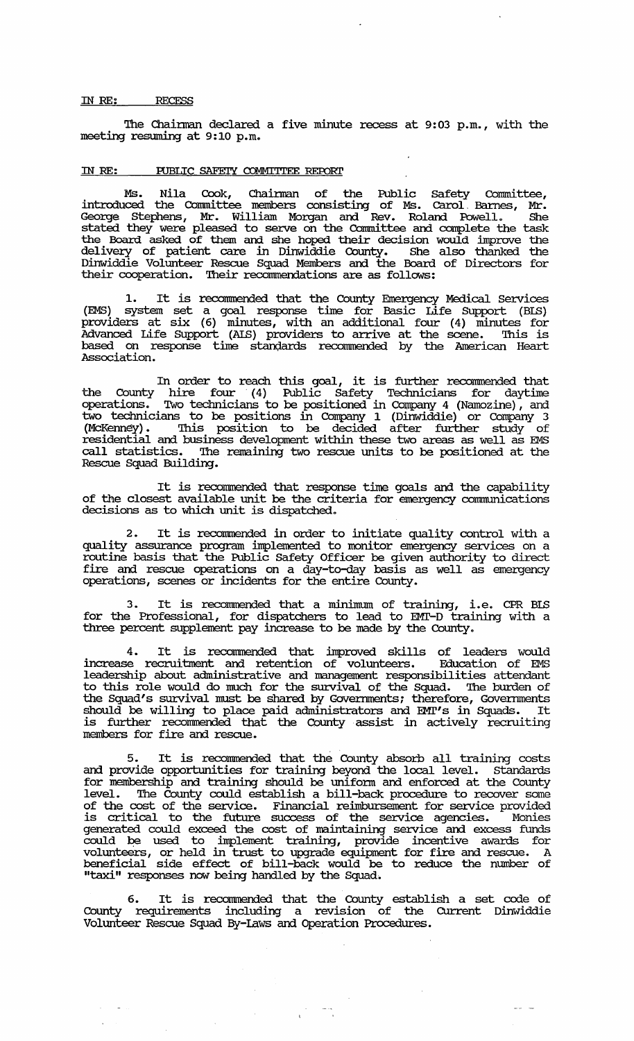IN RE: RECESS

The Chairman declared a five minute recess at 9:03 p.m., with the meeting resuming at 9:10 p.m.

IN RE: PUBLIC SAFETY COMMITTEE REPORT

Ms. Nila Cook, Chairman of the Public Safety Committee, introduced the Committee members consisting of Ms. Carol Barnes, Mr. George Stephens, Mr. William Morgan and Rev. Roland Powell. She stated they were pleased to serve on the Committee and complete the task the Board asked of them and she hoped their decision would improve the delivery of patient care in Dinwiddie County. She also thanked the Dinwiddie Volunteer Rescue Squad Members and the Board of Directors for their cooperation. Their recommendations are as follows:

1. It is recommended that the County Emergency Medical Services (EMS) system set a goal response time for Basic Life Support (BLS) providers at six (6) minutes, with an additional four (4) minutes for Advanced Life Support (ALS) providers to arrive at the scene. This is based on response time standards recommended by the American Heart Association.

In order to reach this goal, it is further recommended that the County hire four (4) Public Safety Technicians for daytime operations. Two technicians to be positioned in Company 4 (Namozine), and two technicians to be positions in Company 1 (Dinwiddie) or Company 3 (McKenney). This position to be decided after further study of residential and business development within these two areas as well as EMS call statistics. The remaining two rescue units to be positioned at the Rescue Squad Building.

It is recommended that response time goals and the capability of the closest available unit be the criteria for emergency communications decisions as to which unit is dispatched.

2. It is recommended in order to initiate quality control with a quality assurance program implemented to monitor emergency services on a routine basis that the Public Safety Officer be given authority to direct fire and rescue operations on a day-to-day basis as well as emergency operations, scenes or incidents for the entire County.

3. It is recommended that a minimum of training, i.e. CPR BLS for the Professional, for dispatchers to lead to EMT-D training with a three percent supplement pay increase to be made by the County.

4. It is recommended that improved skills of leaders would increase recruitment and retention of volunteers. Education of EMS leadership about administrative and management responsibilities attendant to this role would do much for the survival of the Squad. The burden of the Squad's survival must be shared by Governments; therefore, Governments should be willing to place paid administrators and EMT's in Squads. It is further recommended that the County assist in actively recruiting members for fire and rescue.

5. It is recommended that the County absorb all training costs and provide opportunities for training beyond the local level. Standards for membership and training should be uniform and enforced at the County level. The County could establish a bill-back procedure to recover some of the cost of the service. Financial reimbursement for service provided is critical to the future success of the service agencies. Monies generated could exceed the cost of maintaining service and excess funds could be used to implement training, provide incentive awards for volunteers, or held in trust to upgrade equipment for fire and rescue. A beneficial side effect of bill-back would be to reduce the number of "taxi" responses now being handled by the Squad.

6. It is recommended that the County establish a set code of County requirements including a revision of the Current Dinwiddie Volunteer Rescue Squad By-Laws and Operation Procedures.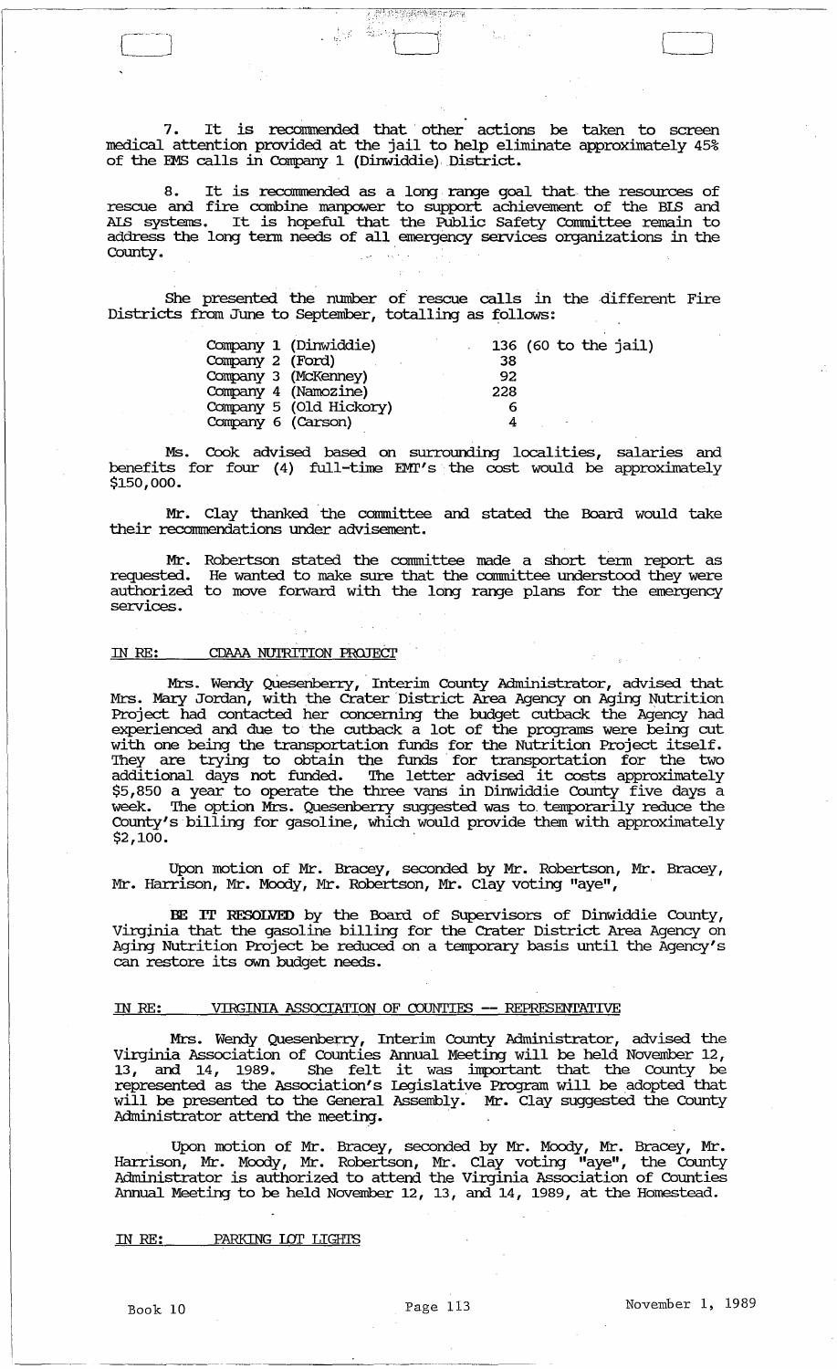7. It is recommended that other actions be taken to screen medical attention provided at the jail to help eliminate approximately 45% of the EMS calls in Company 1 (Dinwiddie) District.

8. It is recommended as a long range goal that the resources of rescue and fire combine manpower to support achievement of the BLS and ALS systems. It is hopeful that the Public Safety Committee remain to address the long term needs of all emergency services organizations in the County.

She presented the number of rescue calls in the different Fire Districts from June to September, totalling as follows:

| | |
|---|---|
| Company 1 (Dinwiddie) | 136 (60 to the jail) |
| Company 2 (Ford) | 38 |
| Company 3 (McKenney) | 92 |
| Company 4 (Namozine) | 228 |
| Company 5 (Old Hickory) | 6 |
| Company 6 (Carson) | 4 |

Ms. Cook advised based on surrounding localities, salaries and benefits for four (4) full-time EMT's the cost would be approximately $150,000.

Mr. Clay thanked the committee and stated the Board would take their recommendations under advisement.

Mr. Robertson stated the committee made a short term report as requested. He wanted to make sure that the committee understood they were authorized to move forward with the long range plans for the emergency services.

IN RE: CDAAA NUTRITION PROJECT

Mrs. Wendy Quesenberry, Interim County Administrator, advised that Mrs. Mary Jordan, with the Crater District Area Agency on Aging Nutrition Project had contacted her concerning the budget cutback the Agency had experienced and due to the cutback a lot of the programs were being cut with one being the transportation funds for the Nutrition Project itself. They are trying to obtain the funds for transportation for the two additional days not funded. The letter advised it costs approximately $5,850 a year to operate the three vans in Dinwiddie County five days a week. The option Mrs. Quesenberry suggested was to temporarily reduce the County's billing for gasoline, which would provide them with approximately $2,100.

Upon motion of Mr. Bracey, seconded by Mr. Robertson, Mr. Bracey, Mr. Harrison, Mr. Moody, Mr. Robertson, Mr. Clay voting "aye",

**BE IT RESOLVED** by the Board of Supervisors of Dinwiddie County, Virginia that the gasoline billing for the Crater District Area Agency on Aging Nutrition Project be reduced on a temporary basis until the Agency's can restore its own budget needs.

IN RE: VIRGINIA ASSOCIATION OF COUNTIES -- REPRESENTATIVE

Mrs. Wendy Quesenberry, Interim County Administrator, advised the Virginia Association of Counties Annual Meeting will be held November 12, 13, and 14, 1989. She felt it was important that the County be represented as the Association's Legislative Program will be adopted that will be presented to the General Assembly. Mr. Clay suggested the County Administrator attend the meeting.

Upon motion of Mr. Bracey, seconded by Mr. Moody, Mr. Bracey, Mr. Harrison, Mr. Moody, Mr. Robertson, Mr. Clay voting "aye", the County Administrator is authorized to attend the Virginia Association of Counties Annual Meeting to be held November 12, 13, and 14, 1989, at the Homestead.

IN RE: PARKING LOT LIGHTS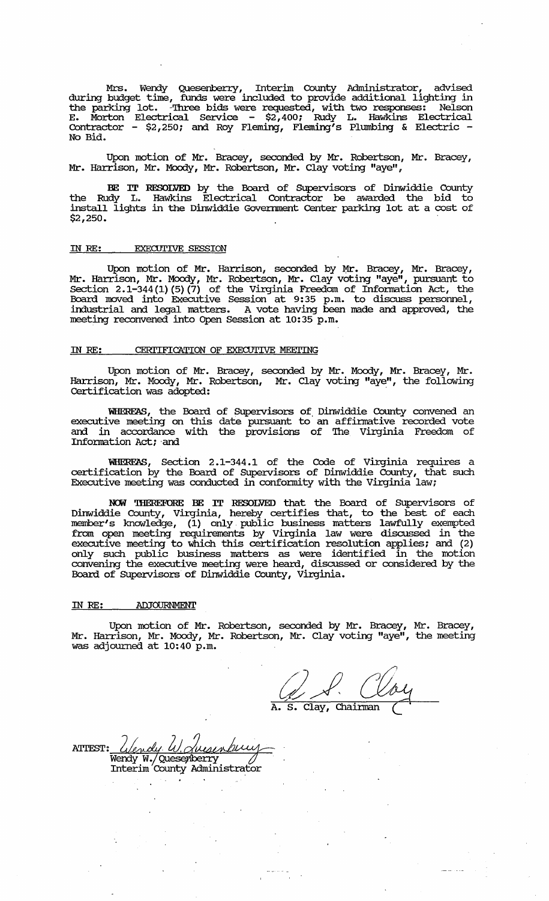Mrs. Wendy Quesenberry, Interim County Administrator, advised during budget time, funds were included to provide additional lighting in the parking lot. Three bids were requested, with two responses: Nelson E. Morton Electrical Service - $2,400; Rudy L. Hawkins Electrical Contractor - $2,250; and Roy Fleming, Fleming's Plumbing & Electric - No Bid.

Upon motion of Mr. Bracey, seconded by Mr. Robertson, Mr. Bracey, Mr. Harrison, Mr. Moody, Mr. Robertson, Mr. Clay voting "aye",

**BE IT RESOLVED** by the Board of Supervisors of Dinwiddie County the Rudy L. Hawkins Electrical Contractor be awarded the bid to install lights in the Dinwiddie Government Center parking lot at a cost of $2,250.

IN RE: EXECUTIVE SESSION

Upon motion of Mr. Harrison, seconded by Mr. Bracey, Mr. Bracey, Mr. Harrison, Mr. Moody, Mr. Robertson, Mr. Clay voting "aye", pursuant to Section 2.1-344(1)(5)(7) of the Virginia Freedom of Information Act, the Board moved into Executive Session at 9:35 p.m. to discuss personnel, industrial and legal matters. A vote having been made and approved, the meeting reconvened into Open Session at 10:35 p.m.

IN RE: CERTIFICATION OF EXECUTIVE MEETING

Upon motion of Mr. Bracey, seconded by Mr. Moody, Mr. Bracey, Mr. Harrison, Mr. Moody, Mr. Robertson, Mr. Clay voting "aye", the following Certification was adopted:

**WHEREAS**, the Board of Supervisors of Dinwiddie County convened an executive meeting on this date pursuant to an affirmative recorded vote and in accordance with the provisions of The Virginia Freedom of Information Act; and

**WHEREAS**, Section 2.1-344.1 of the Code of Virginia requires a certification by the Board of Supervisors of Dinwiddie County, that such Executive meeting was conducted in conformity with the Virginia law;

**NOW THEREFORE BE IT RESOLVED** that the Board of Supervisors of Dinwiddie County, Virginia, hereby certifies that, to the best of each member's knowledge, (1) only public business matters lawfully exempted from open meeting requirements by Virginia law were discussed in the executive meeting to which this certification resolution applies; and (2) only such public business matters as were identified in the motion convening the executive meeting were heard, discussed or considered by the Board of Supervisors of Dinwiddie County, Virginia.

IN RE: ADJOURNMENT

Upon motion of Mr. Robertson, seconded by Mr. Bracey, Mr. Bracey, Mr. Harrison, Mr. Moody, Mr. Robertson, Mr. Clay voting "aye", the meeting was adjourned at 10:40 p.m.

A. S. Clay, Chairman

ATTEST:

Wendy W. Quesenberry
Interim County Administrator